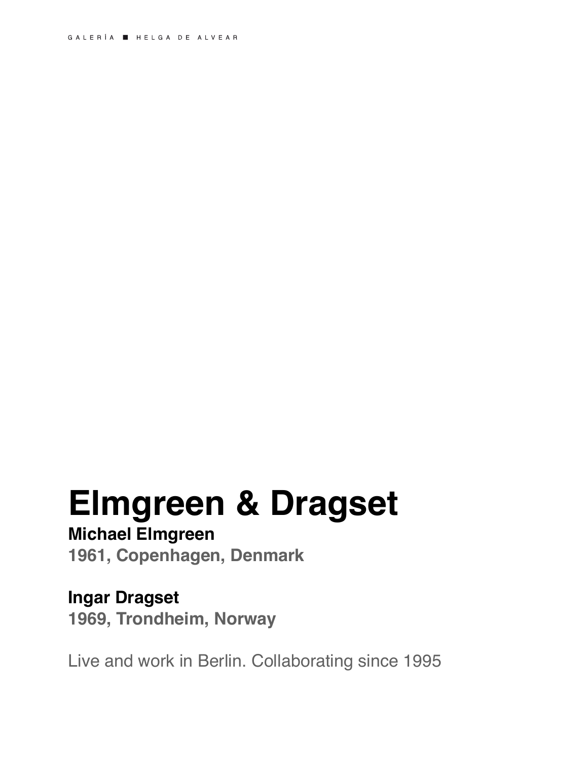# Elmgreen & Dragset

**Michael Elmgreen**
**1961, Copenhagen, Denmark**

**Ingar Dragset**
**1969, Trondheim, Norway**

Live and work in Berlin. Collaborating since 1995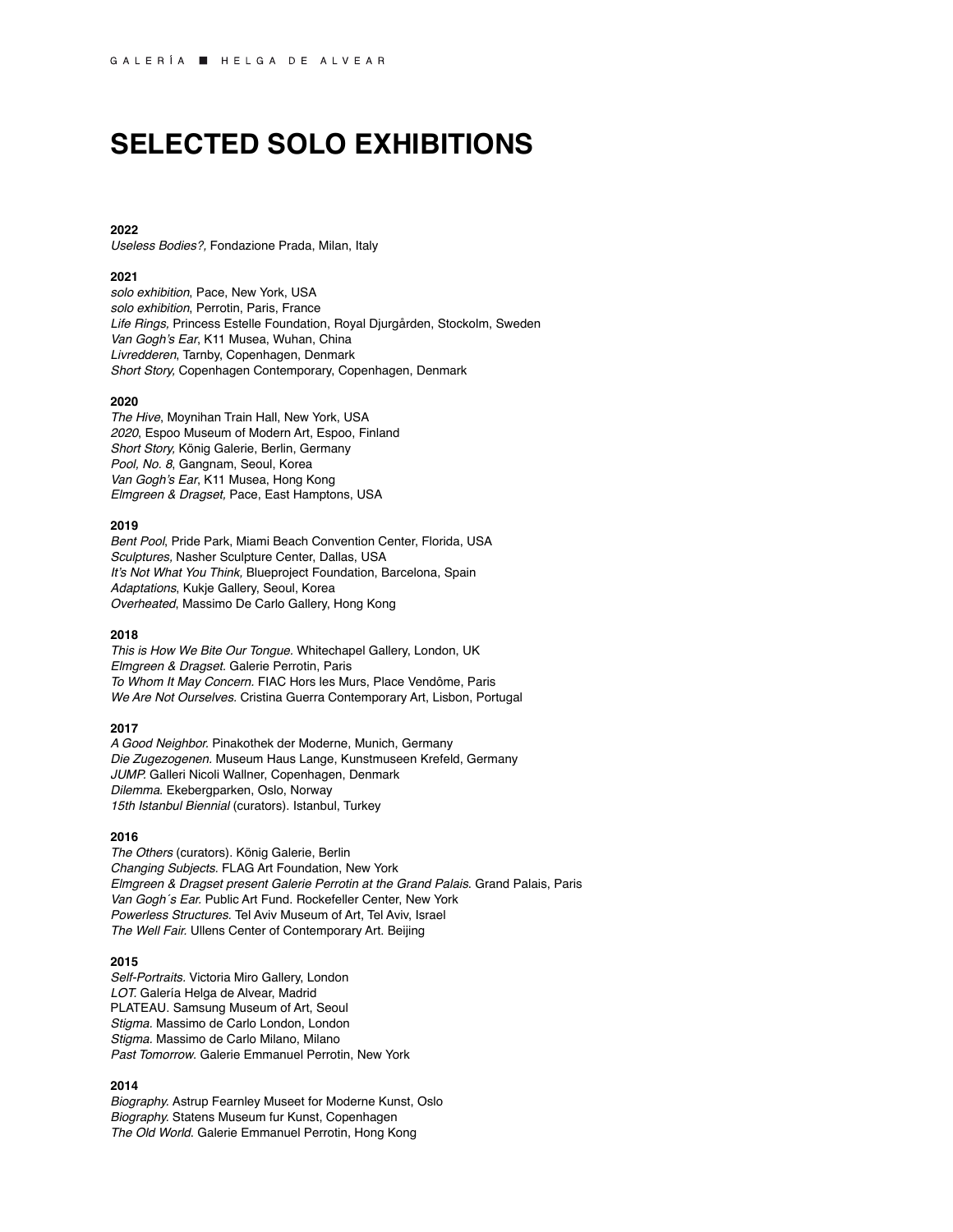# SELECTED SOLO EXHIBITIONS

**2022**
*Useless Bodies?,* Fondazione Prada, Milan, Italy

**2021**
*solo exhibition*, Pace, New York, USA
*solo exhibition*, Perrotin, Paris, France
*Life Rings,* Princess Estelle Foundation, Royal Djurgården, Stockolm, Sweden
*Van Gogh's Ear*, K11 Musea, Wuhan, China
*Livredderen*, Tarnby, Copenhagen, Denmark
*Short Story,* Copenhagen Contemporary, Copenhagen, Denmark

**2020**
*The Hive*, Moynihan Train Hall, New York, USA
*2020*, Espoo Museum of Modern Art, Espoo, Finland
*Short Story,* König Galerie, Berlin, Germany
*Pool, No. 8*, Gangnam, Seoul, Korea
*Van Gogh's Ear*, K11 Musea, Hong Kong
*Elmgreen & Dragset,* Pace, East Hamptons, USA

**2019**
*Bent Pool*, Pride Park, Miami Beach Convention Center, Florida, USA
*Sculptures,* Nasher Sculpture Center, Dallas, USA
*It's Not What You Think,* Blueproject Foundation, Barcelona, Spain
*Adaptations*, Kukje Gallery, Seoul, Korea
*Overheated*, Massimo De Carlo Gallery, Hong Kong

**2018**
*This is How We Bite Our Tongue*. Whitechapel Gallery, London, UK
*Elmgreen & Dragset*. Galerie Perrotin, Paris
*To Whom It May Concern.* FIAC Hors les Murs, Place Vendôme, Paris
*We Are Not Ourselves.* Cristina Guerra Contemporary Art, Lisbon, Portugal

**2017**
*A Good Neighbor.* Pinakothek der Moderne, Munich, Germany
*Die Zugezogenen.* Museum Haus Lange, Kunstmuseen Krefeld, Germany
*JUMP.* Galleri Nicoli Wallner, Copenhagen, Denmark
*Dilemma.* Ekebergparken, Oslo, Norway
*15th Istanbul Biennial* (curators). Istanbul, Turkey

**2016**
*The Others* (curators). König Galerie, Berlin
*Changing Subjects.* FLAG Art Foundation, New York
*Elmgreen & Dragset present Galerie Perrotin at the Grand Palais.* Grand Palais, Paris
*Van Gogh´s Ear.* Public Art Fund. Rockefeller Center, New York
*Powerless Structures.* Tel Aviv Museum of Art, Tel Aviv, Israel
*The Well Fair.* Ullens Center of Contemporary Art. Beijing

**2015**
*Self-Portraits.* Victoria Miro Gallery, London
*LOT.* Galería Helga de Alvear, Madrid
PLATEAU. Samsung Museum of Art, Seoul
*Stigma.* Massimo de Carlo London, London
*Stigma.* Massimo de Carlo Milano, Milano
*Past Tomorrow.* Galerie Emmanuel Perrotin, New York

**2014**
*Biography.* Astrup Fearnley Museet for Moderne Kunst, Oslo
*Biography.* Statens Museum fur Kunst, Copenhagen
*The Old World.* Galerie Emmanuel Perrotin, Hong Kong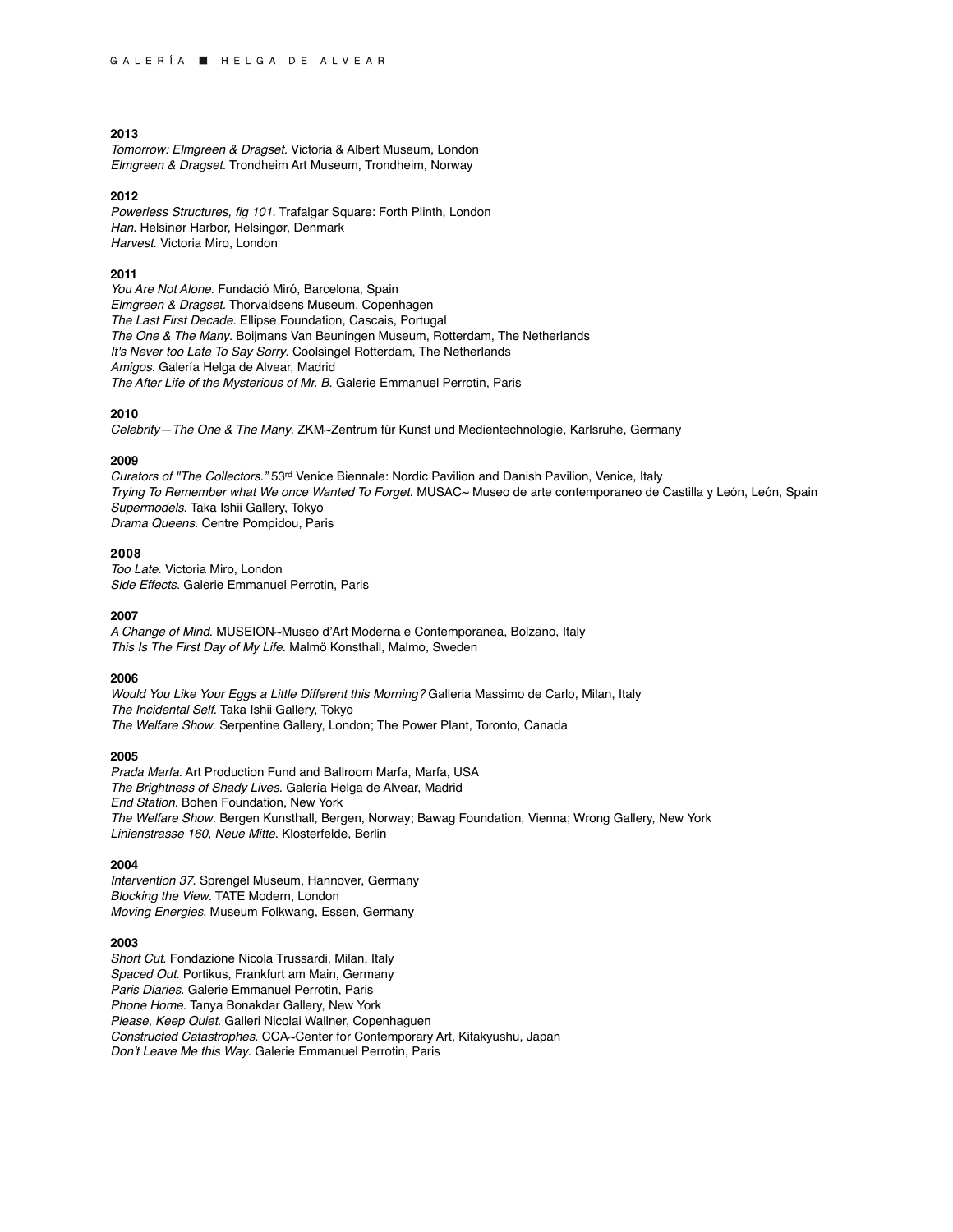**2013**

*Tomorrow: Elmgreen & Dragset*. Victoria & Albert Museum, London
*Elmgreen & Dragset*. Trondheim Art Museum, Trondheim, Norway

**2012**

*Powerless Structures, fig 101*. Trafalgar Square: Forth Plinth, London
*Han*. Helsinør Harbor, Helsingør, Denmark
*Harvest*. Victoria Miro, London

**2011**

*You Are Not Alone*. Fundació Miró, Barcelona, Spain
*Elmgreen & Dragset*. Thorvaldsens Museum, Copenhagen
*The Last First Decade*. Ellipse Foundation, Cascais, Portugal
*The One & The Many*. Boijmans Van Beuningen Museum, Rotterdam, The Netherlands
*It's Never too Late To Say Sorry*. Coolsingel Rotterdam, The Netherlands
*Amigos*. Galería Helga de Alvear, Madrid
*The After Life of the Mysterious of Mr. B*. Galerie Emmanuel Perrotin, Paris

**2010**

*Celebrity—The One & The Many*. ZKM~Zentrum für Kunst und Medientechnologie, Karlsruhe, Germany

**2009**

*Curators of "The Collectors."* 53rd Venice Biennale: Nordic Pavilion and Danish Pavilion, Venice, Italy
*Trying To Remember what We once Wanted To Forget*. MUSAC~ Museo de arte contemporaneo de Castilla y León, León, Spain
*Supermodels*. Taka Ishii Gallery, Tokyo
*Drama Queens*. Centre Pompidou, Paris

**2008**

*Too Late*. Victoria Miro, London
*Side Effects*. Galerie Emmanuel Perrotin, Paris

**2007**

*A Change of Mind*. MUSEION~Museo d'Art Moderna e Contemporanea, Bolzano, Italy
*This Is The First Day of My Life*. Malmö Konsthall, Malmo, Sweden

**2006**

*Would You Like Your Eggs a Little Different this Morning?* Galleria Massimo de Carlo, Milan, Italy
*The Incidental Self*. Taka Ishii Gallery, Tokyo
*The Welfare Show*. Serpentine Gallery, London; The Power Plant, Toronto, Canada

**2005**

*Prada Marfa*. Art Production Fund and Ballroom Marfa, Marfa, USA
*The Brightness of Shady Lives*. Galería Helga de Alvear, Madrid
*End Station*. Bohen Foundation, New York
*The Welfare Show*. Bergen Kunsthall, Bergen, Norway; Bawag Foundation, Vienna; Wrong Gallery, New York
*Linienstrasse 160, Neue Mitte*. Klosterfelde, Berlin

**2004**

*Intervention 37*. Sprengel Museum, Hannover, Germany
*Blocking the View*. TATE Modern, London
*Moving Energies*. Museum Folkwang, Essen, Germany

**2003**

*Short Cut*. Fondazione Nicola Trussardi, Milan, Italy
*Spaced Out*. Portikus, Frankfurt am Main, Germany
*Paris Diaries*. Galerie Emmanuel Perrotin, Paris
*Phone Home*. Tanya Bonakdar Gallery, New York
*Please, Keep Quiet*. Galleri Nicolai Wallner, Copenhaguen
*Constructed Catastrophes*. CCA~Center for Contemporary Art, Kitakyushu, Japan
*Don't Leave Me this Way*. Galerie Emmanuel Perrotin, Paris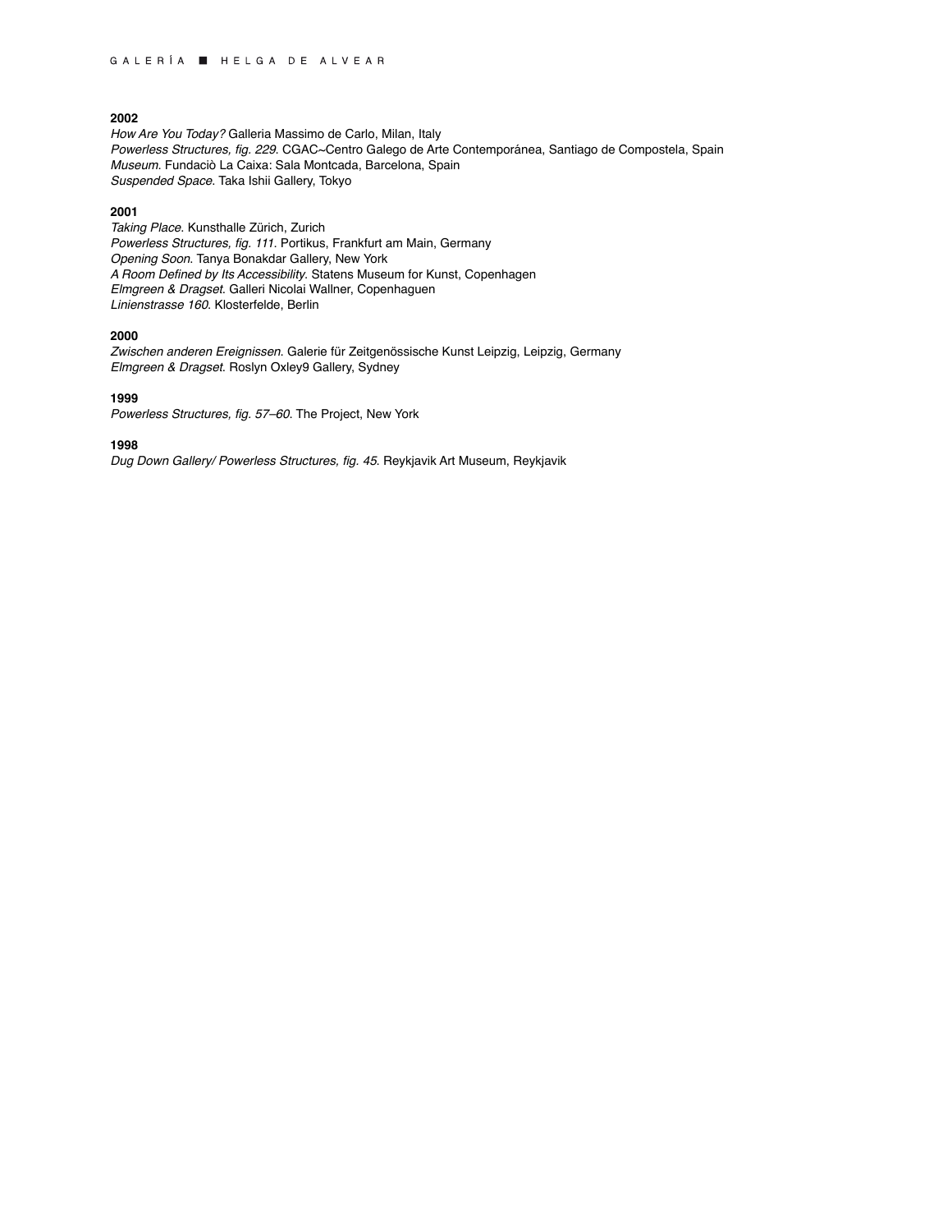**2002**

*How Are You Today?* Galleria Massimo de Carlo, Milan, Italy
*Powerless Structures, fig. 229.* CGAC~Centro Galego de Arte Contemporánea, Santiago de Compostela, Spain
*Museum.* Fundaciò La Caixa: Sala Montcada, Barcelona, Spain
*Suspended Space*. Taka Ishii Gallery, Tokyo

**2001**

*Taking Place.* Kunsthalle Zürich, Zurich
*Powerless Structures, fig. 111.* Portikus, Frankfurt am Main, Germany
*Opening Soon.* Tanya Bonakdar Gallery, New York
*A Room Defined by Its Accessibility.* Statens Museum for Kunst, Copenhagen
*Elmgreen & Dragset.* Galleri Nicolai Wallner, Copenhaguen
*Linienstrasse 160.* Klosterfelde, Berlin

**2000**

*Zwischen anderen Ereignissen.* Galerie für Zeitgenössische Kunst Leipzig, Leipzig, Germany
*Elmgreen & Dragset.* Roslyn Oxley9 Gallery, Sydney

**1999**

*Powerless Structures, fig. 57–60.* The Project, New York

**1998**

*Dug Down Gallery/ Powerless Structures, fig. 45.* Reykjavik Art Museum, Reykjavik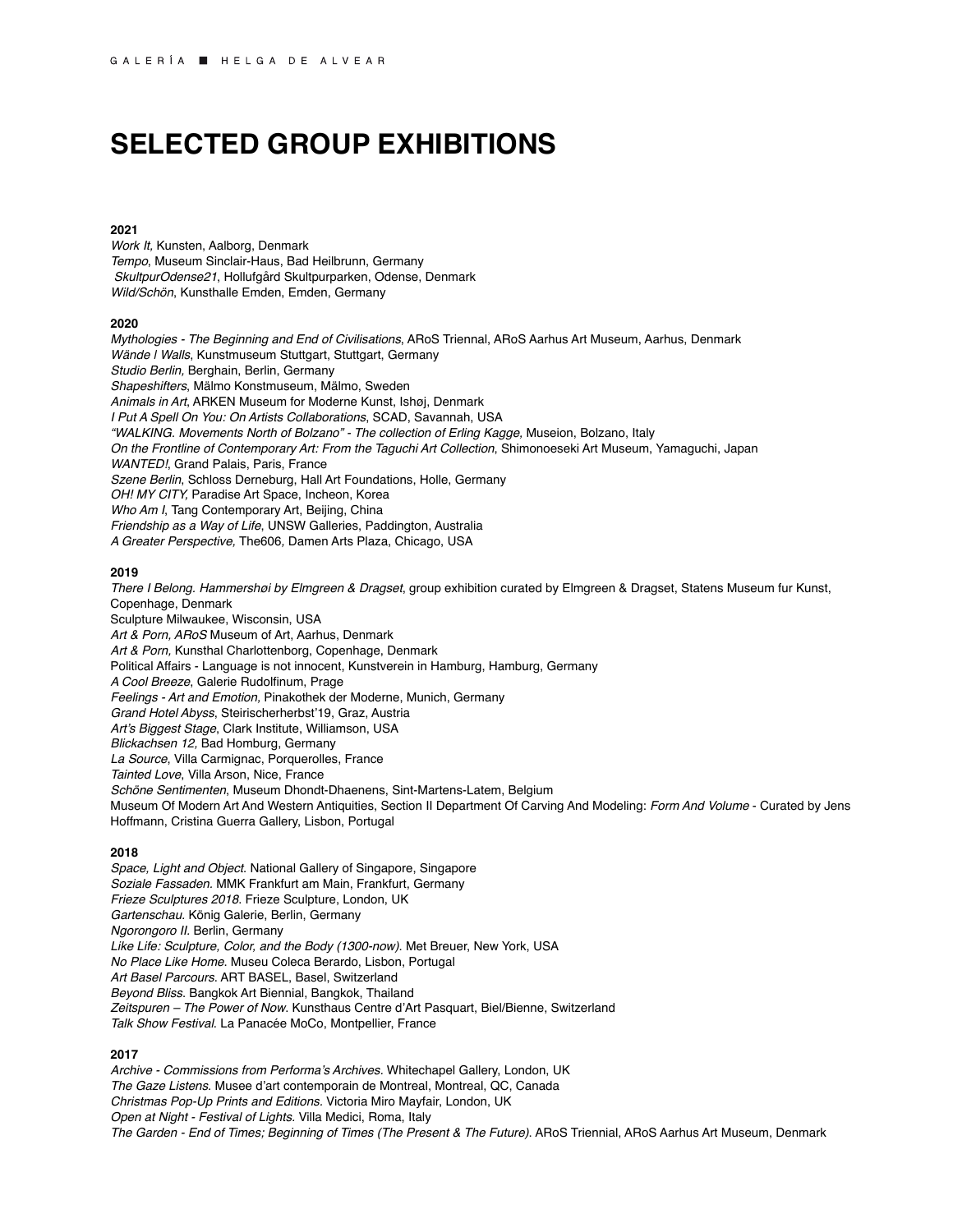# SELECTED GROUP EXHIBITIONS

**2021**
*Work It,* Kunsten, Aalborg, Denmark
*Tempo*, Museum Sinclair-Haus, Bad Heilbrunn, Germany
*SkultpurOdense21*, Hollufgård Skultpurparken, Odense, Denmark
*Wild/Schön*, Kunsthalle Emden, Emden, Germany

**2020**
*Mythologies - The Beginning and End of Civilisations*, ARoS Triennal, ARoS Aarhus Art Museum, Aarhus, Denmark
*Wände | Walls*, Kunstmuseum Stuttgart, Stuttgart, Germany
*Studio Berlin,* Berghain, Berlin, Germany
*Shapeshifters*, Mälmo Konstmuseum, Mälmo, Sweden
*Animals in Art*, ARKEN Museum for Moderne Kunst, Ishøj, Denmark
*I Put A Spell On You: On Artists Collaborations*, SCAD, Savannah, USA
*"WALKING. Movements North of Bolzano" - The collection of Erling Kagge,* Museion, Bolzano, Italy
*On the Frontline of Contemporary Art: From the Taguchi Art Collection*, Shimonoeseki Art Museum, Yamaguchi, Japan
*WANTED!*, Grand Palais, Paris, France
*Szene Berlin*, Schloss Derneburg, Hall Art Foundations, Holle, Germany
*OH! MY CITY,* Paradise Art Space, Incheon, Korea
*Who Am I*, Tang Contemporary Art, Beijing, China
*Friendship as a Way of Life,* UNSW Galleries, Paddington, Australia
*A Greater Perspective,* The606*,* Damen Arts Plaza, Chicago, USA

**2019**
*There I Belong. Hammershøi by Elmgreen & Dragset*, group exhibition curated by Elmgreen & Dragset, Statens Museum fur Kunst, Copenhage, Denmark
Sculpture Milwaukee, Wisconsin, USA
*Art & Porn, ARoS* Museum of Art, Aarhus, Denmark
*Art & Porn,* Kunsthal Charlottenborg, Copenhage, Denmark
Political Affairs - Language is not innocent, Kunstverein in Hamburg, Hamburg, Germany
*A Cool Breeze*, Galerie Rudolfinum, Prage
*Feelings - Art and Emotion,* Pinakothek der Moderne, Munich, Germany
*Grand Hotel Abyss*, Steirischerherbst'19, Graz, Austria
*Art's Biggest Stage*, Clark Institute, Williamson, USA
*Blickachsen 12,* Bad Homburg, Germany
*La Source*, Villa Carmignac, Porquerolles, France
*Tainted Love*, Villa Arson, Nice, France
*Schöne Sentimenten*, Museum Dhondt-Dhaenens, Sint-Martens-Latem, Belgium
Museum Of Modern Art And Western Antiquities, Section II Department Of Carving And Modeling: *Form And Volume* - Curated by Jens Hoffmann, Cristina Guerra Gallery, Lisbon, Portugal

**2018**
*Space, Light and Object.* National Gallery of Singapore, Singapore
*Soziale Fassaden.* MMK Frankfurt am Main, Frankfurt, Germany
*Frieze Sculptures 2018.* Frieze Sculpture, London, UK
*Gartenschau.* König Galerie, Berlin, Germany
*Ngorongoro II.* Berlin, Germany
*Like Life: Sculpture, Color, and the Body (1300-now).* Met Breuer, New York, USA
*No Place Like Home.* Museu Coleca Berardo, Lisbon, Portugal
*Art Basel Parcours.* ART BASEL, Basel, Switzerland
*Beyond Bliss.* Bangkok Art Biennial, Bangkok, Thailand
*Zeitspuren – The Power of Now.* Kunsthaus Centre d'Art Pasquart, Biel/Bienne, Switzerland
*Talk Show Festival.* La Panacée MoCo, Montpellier, France

**2017**
*Archive - Commissions from Performa's Archives.* Whitechapel Gallery, London, UK
*The Gaze Listens.* Musee d'art contemporain de Montreal, Montreal, QC, Canada
*Christmas Pop-Up Prints and Editions.* Victoria Miro Mayfair, London, UK
*Open at Night - Festival of Lights.* Villa Medici, Roma, Italy
*The Garden - End of Times; Beginning of Times (The Present & The Future).* ARoS Triennial, ARoS Aarhus Art Museum, Denmark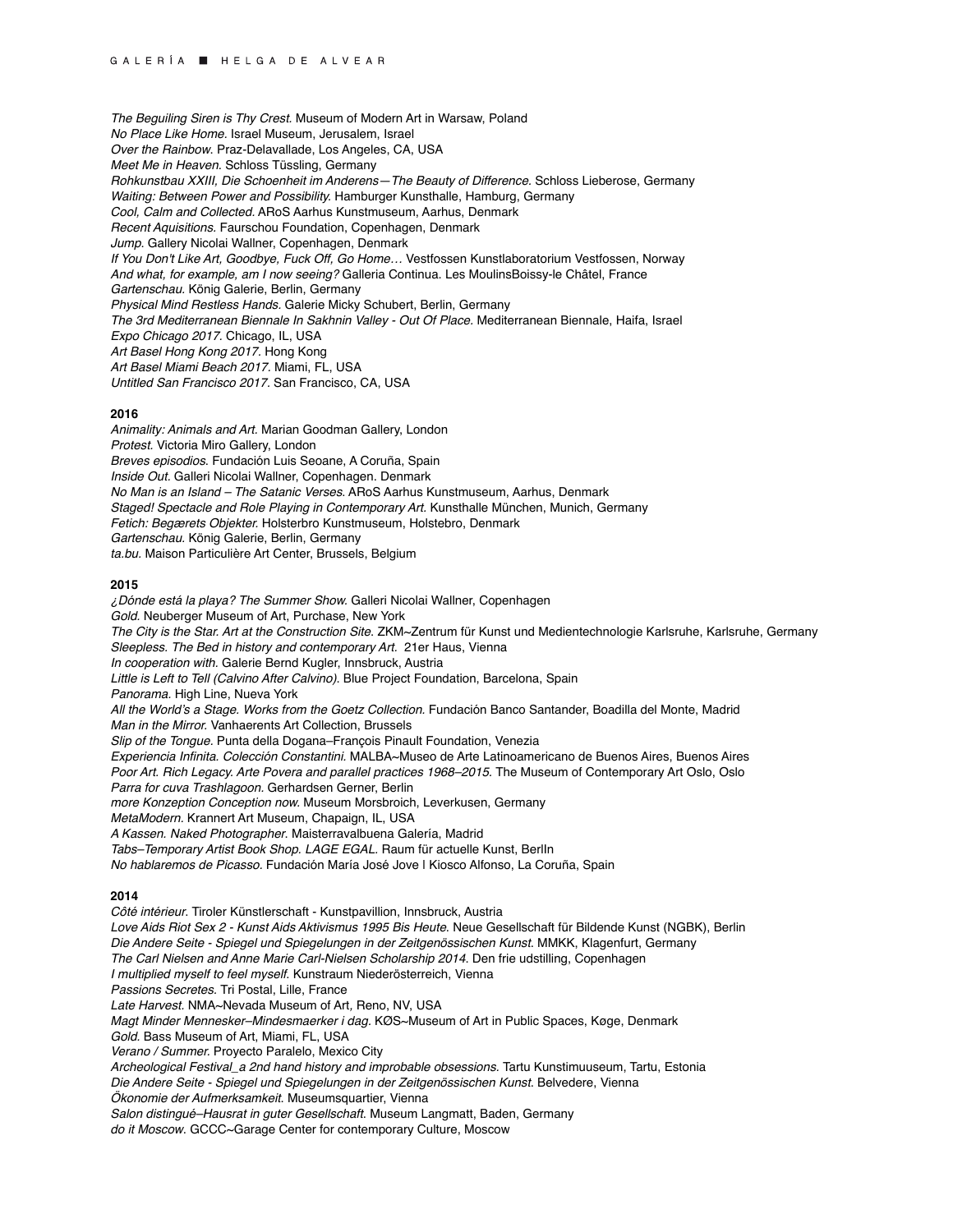*The Beguiling Siren is Thy Crest.* Museum of Modern Art in Warsaw, Poland
*No Place Like Home.* Israel Museum, Jerusalem, Israel
*Over the Rainbow.* Praz-Delavallade, Los Angeles, CA, USA
*Meet Me in Heaven.* Schloss Tüssling, Germany
*Rohkunstbau XXIII, Die Schoenheit im Anderens—The Beauty of Difference.* Schloss Lieberose, Germany
*Waiting: Between Power and Possibility.* Hamburger Kunsthalle, Hamburg, Germany
*Cool, Calm and Collected.* ARoS Aarhus Kunstmuseum, Aarhus, Denmark
*Recent Aquisitions.* Faurschou Foundation, Copenhagen, Denmark
*Jump.* Gallery Nicolai Wallner, Copenhagen, Denmark
*If You Don't Like Art, Goodbye, Fuck Off, Go Home…* Vestfossen Kunstlaboratorium Vestfossen, Norway
*And what, for example, am I now seeing?* Galleria Continua. Les MoulinsBoissy-le Châtel, France
*Gartenschau.* König Galerie, Berlin, Germany
*Physical Mind Restless Hands.* Galerie Micky Schubert, Berlin, Germany
*The 3rd Mediterranean Biennale In Sakhnin Valley - Out Of Place.* Mediterranean Biennale, Haifa, Israel
*Expo Chicago 2017.* Chicago, IL, USA
*Art Basel Hong Kong 2017.* Hong Kong
*Art Basel Miami Beach 2017.* Miami, FL, USA
*Untitled San Francisco 2017.* San Francisco, CA, USA

**2016**
*Animality: Animals and Art.* Marian Goodman Gallery, London
*Protest.* Victoria Miro Gallery, London
*Breves episodios.* Fundación Luis Seoane, A Coruña, Spain
*Inside Out.* Galleri Nicolai Wallner, Copenhagen. Denmark
*No Man is an Island – The Satanic Verses.* ARoS Aarhus Kunstmuseum, Aarhus, Denmark
*Staged! Spectacle and Role Playing in Contemporary Art.* Kunsthalle München, Munich, Germany
*Fetich: Begærets Objekter.* Holsterbro Kunstmuseum, Holstebro, Denmark
*Gartenschau.* König Galerie, Berlin, Germany
*ta.bu.* Maison Particulière Art Center, Brussels, Belgium

**2015**
*¿Dónde está la playa? The Summer Show.* Galleri Nicolai Wallner, Copenhagen
*Gold.* Neuberger Museum of Art, Purchase, New York
*The City is the Star. Art at the Construction Site.* ZKM~Zentrum für Kunst und Medientechnologie Karlsruhe, Karlsruhe, Germany
*Sleepless. The Bed in history and contemporary Art.* 21er Haus, Vienna
*In cooperation with.* Galerie Bernd Kugler, Innsbruck, Austria
*Little is Left to Tell (Calvino After Calvino).* Blue Project Foundation, Barcelona, Spain
*Panorama.* High Line, Nueva York
*All the World's a Stage. Works from the Goetz Collection.* Fundación Banco Santander, Boadilla del Monte, Madrid
*Man in the Mirror.* Vanhaerents Art Collection, Brussels
*Slip of the Tongue.* Punta della Dogana–François Pinault Foundation, Venezia
*Experiencia Infinita. Colección Constantini.* MALBA~Museo de Arte Latinoamericano de Buenos Aires, Buenos Aires
*Poor Art. Rich Legacy. Arte Povera and parallel practices 1968–2015.* The Museum of Contemporary Art Oslo, Oslo
*Parra for cuva Trashlagoon.* Gerhardsen Gerner, Berlin
*more Konzeption Conception now.* Museum Morsbroich, Leverkusen, Germany
*MetaModern.* Krannert Art Museum, Chapaign, IL, USA
*A Kassen. Naked Photographer.* Maisterravalbuena Galería, Madrid
*Tabs–Temporary Artist Book Shop. LAGE EGAL.* Raum für actuelle Kunst, BerlIn
*No hablaremos de Picasso.* Fundación María José Jove | Kiosco Alfonso, La Coruña, Spain

**2014**
*Côté intérieur.* Tiroler Künstlerschaft - Kunstpavillion, Innsbruck, Austria
*Love Aids Riot Sex 2 - Kunst Aids Aktivismus 1995 Bis Heute.* Neue Gesellschaft für Bildende Kunst (NGBK), Berlin
*Die Andere Seite - Spiegel und Spiegelungen in der Zeitgenössischen Kunst.* MMKK, Klagenfurt, Germany
*The Carl Nielsen and Anne Marie Carl-Nielsen Scholarship 2014.* Den frie udstilling, Copenhagen
*I multiplied myself to feel myself.* Kunstraum Niederösterreich, Vienna
*Passions Secretes.* Tri Postal, Lille, France
*Late Harvest.* NMA~Nevada Museum of Art, Reno, NV, USA
*Magt Minder Mennesker–Mindesmaerker i dag.* KØS~Museum of Art in Public Spaces, Køge, Denmark
*Gold.* Bass Museum of Art, Miami, FL, USA
*Verano / Summer.* Proyecto Paralelo, Mexico City
*Archeological Festival_a 2nd hand history and improbable obsessions.* Tartu Kunstimuuseum, Tartu, Estonia
*Die Andere Seite - Spiegel und Spiegelungen in der Zeitgenössischen Kunst.* Belvedere, Vienna
*Ökonomie der Aufmerksamkeit.* Museumsquartier, Vienna
*Salon distingué–Hausrat in guter Gesellschaft.* Museum Langmatt, Baden, Germany
*do it Moscow.* GCCC~Garage Center for contemporary Culture, Moscow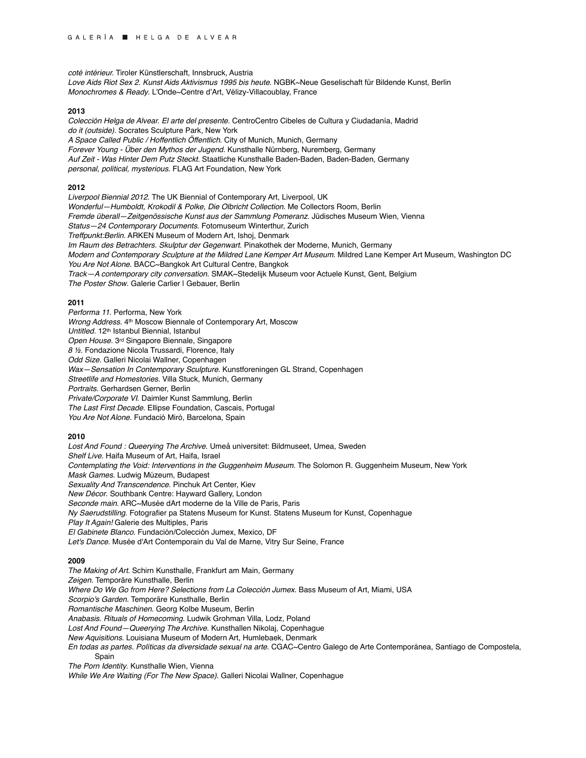*coté intérieur*. Tiroler Künstlerschaft, Innsbruck, Austria
*Love Aids Riot Sex 2. Kunst Aids Aktivismus 1995 bis heute*. NGBK~Neue Geselischaft für Bildende Kunst, Berlin
*Monochromes & Ready*. L'Onde~Centre d'Art, Vélizy-Villacoublay, France

**2013**

*Colección Helga de Alvear. El arte del presente*. CentroCentro Cibeles de Cultura y Ciudadanía, Madrid
*do it (outside)*. Socrates Sculpture Park, New York
*A Space Called Public / Hoffentlich Öffentlich*. City of Munich, Munich, Germany
*Forever Young - Über den Mythos der Jugend*. Kunsthalle Nürnberg, Nuremberg, Germany
*Auf Zeit - Was Hinter Dem Putz Steckt*. Staatliche Kunsthalle Baden-Baden, Baden-Baden, Germany
*personal, political, mysterious*. FLAG Art Foundation, New York

**2012**

*Liverpool Biennial 2012*. The UK Biennial of Contemporary Art, Liverpool, UK
*Wonderful—Humboldt, Krokodil & Polke, Die Olbricht Collection*. Me Collectors Room, Berlin
*Fremde überall—Zeitgenössische Kunst aus der Sammlung Pomeranz*. Jüdisches Museum Wien, Vienna
*Status—24 Contemporary Documents*. Fotomuseum Winterthur, Zurich
*Treffpunkt:Berlin*. ARKEN Museum of Modern Art, Ishoj, Denmark
*Im Raum des Betrachters. Skulptur der Gegenwart*. Pinakothek der Moderne, Munich, Germany
*Modern and Contemporary Sculpture at the Mildred Lane Kemper Art Museum*. Mildred Lane Kemper Art Museum, Washington DC
*You Are Not Alone*. BACC~Bangkok Art Cultural Centre, Bangkok
*Track—A contemporary city conversation*. SMAK~Stedelijk Museum voor Actuele Kunst, Gent, Belgium
*The Poster Show*. Galerie Carlier | Gebauer, Berlin

**2011**

*Performa 11*. Performa, New York
*Wrong Address*. 4th Moscow Biennale of Contemporary Art, Moscow
*Untitled*. 12th Istanbul Biennial, Istanbul
*Open House*. 3rd Singapore Biennale, Singapore
*8 ½*. Fondazione Nicola Trussardi, Florence, Italy
*Odd Size*. Galleri Nicolai Wallner, Copenhagen
*Wax—Sensation In Contemporary Sculpture*. Kunstforeningen GL Strand, Copenhagen
*Streetlife and Homestories*. Villa Stuck, Munich, Germany
*Portraits*. Gerhardsen Gerner, Berlin
*Private/Corporate VI*. Daimler Kunst Sammlung, Berlin
*The Last First Decade*. Ellipse Foundation, Cascais, Portugal
*You Are Not Alone*. Fundació Miró, Barcelona, Spain

**2010**

*Lost And Found : Queerying The Archive*. Umeå universitet: Bildmuseet, Umea, Sweden
*Shelf Live*. Haifa Museum of Art, Haifa, Israel
*Contemplating the Void: Interventions in the Guggenheim Museum*. The Solomon R. Guggenheim Museum, New York
*Mask Games*. Ludwig Múzeum, Budapest
*Sexuality And Transcendence*. Pinchuk Art Center, Kiev
*New Décor*. Southbank Centre: Hayward Gallery, London
*Seconde main*. ARC~Musée dArt moderne de la Ville de Paris, Paris
*Ny Saerudstilling*. Fotografier pa Statens Museum for Kunst. Statens Museum for Kunst, Copenhague
*Play It Again!* Galerie des Multiples, Paris
*El Gabinete Blanco*. Fundación/Colección Jumex, Mexico, DF
*Let's Dance*. Musée d'Art Contemporain du Val de Marne, Vitry Sur Seine, France

**2009**

*The Making of Art*. Schirn Kunsthalle, Frankfurt am Main, Germany
*Zeigen*. Temporäre Kunsthalle, Berlin
*Where Do We Go from Here? Selections from La Colección Jumex*. Bass Museum of Art, Miami, USA
*Scorpio's Garden*. Temporäre Kunsthalle, Berlin
*Romantische Maschinen*. Georg Kolbe Museum, Berlin
*Anabasis. Rituals of Homecoming*. Ludwik Grohman Villa, Lodz, Poland
*Lost And Found—Queerying The Archive*. Kunsthallen Nikolaj, Copenhague
*New Aquisitions*. Louisiana Museum of Modern Art, Humlebaek, Denmark
*En todas as partes. Políticas da diversidade sexual na arte*. CGAC~Centro Galego de Arte Contemporánea, Santiago de Compostela, Spain
*The Porn Identity*. Kunsthalle Wien, Vienna
*While We Are Waiting (For The New Space)*. Galleri Nicolai Wallner, Copenhague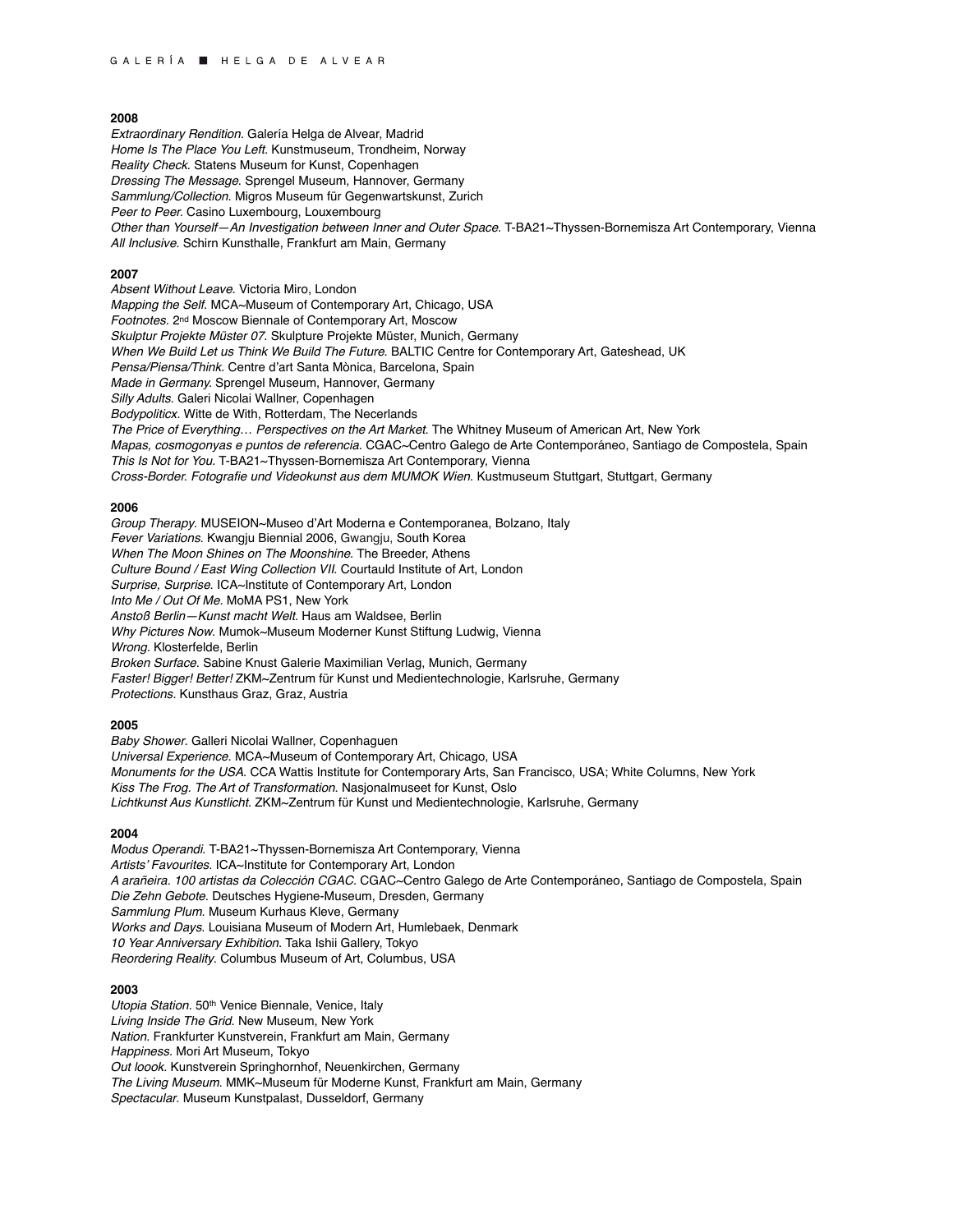**2008**

*Extraordinary Rendition*. Galería Helga de Alvear, Madrid
*Home Is The Place You Left*. Kunstmuseum, Trondheim, Norway
*Reality Check*. Statens Museum for Kunst, Copenhagen
*Dressing The Message*. Sprengel Museum, Hannover, Germany
*Sammlung/Collection*. Migros Museum für Gegenwartskunst, Zurich
*Peer to Peer*. Casino Luxembourg, Louxembourg
*Other than Yourself—An Investigation between Inner and Outer Space*. T-BA21~Thyssen-Bornemisza Art Contemporary, Vienna
*All Inclusive*. Schirn Kunsthalle, Frankfurt am Main, Germany

**2007**

*Absent Without Leave*. Victoria Miro, London
*Mapping the Self*. MCA~Museum of Contemporary Art, Chicago, USA
*Footnotes*. 2nd Moscow Biennale of Contemporary Art, Moscow
*Skulptur Projekte Müster 07*. Skulpture Projekte Müster, Munich, Germany
*When We Build Let us Think We Build The Future*. BALTIC Centre for Contemporary Art, Gateshead, UK
*Pensa/Piensa/Think*. Centre d'art Santa Mònica, Barcelona, Spain
*Made in Germany*. Sprengel Museum, Hannover, Germany
*Silly Adults*. Galeri Nicolai Wallner, Copenhagen
*Bodypoliticx*. Witte de With, Rotterdam, The Necerlands
*The Price of Everything… Perspectives on the Art Market*. The Whitney Museum of American Art, New York
*Mapas, cosmogonyas e puntos de referencia*. CGAC~Centro Galego de Arte Contemporáneo, Santiago de Compostela, Spain
*This Is Not for You*. T-BA21~Thyssen-Bornemisza Art Contemporary, Vienna
*Cross-Border. Fotografie und Videokunst aus dem MUMOK Wien*. Kustmuseum Stuttgart, Stuttgart, Germany

**2006**

*Group Therapy*. MUSEION~Museo d'Art Moderna e Contemporanea, Bolzano, Italy
*Fever Variations*. Kwangju Biennial 2006, Gwangju, South Korea
*When The Moon Shines on The Moonshine*. The Breeder, Athens
*Culture Bound / East Wing Collection VII*. Courtauld Institute of Art, London
*Surprise, Surprise*. ICA~Institute of Contemporary Art, London
*Into Me / Out Of Me*. MoMA PS1, New York
*Anstoß Berlin—Kunst macht Welt*. Haus am Waldsee, Berlin
*Why Pictures Now*. Mumok~Museum Moderner Kunst Stiftung Ludwig, Vienna
*Wrong*. Klosterfelde, Berlin
*Broken Surface*. Sabine Knust Galerie Maximilian Verlag, Munich, Germany
*Faster! Bigger! Better!* ZKM~Zentrum für Kunst und Medientechnologie, Karlsruhe, Germany
*Protections*. Kunsthaus Graz, Graz, Austria

**2005**

*Baby Shower*. Galleri Nicolai Wallner, Copenhaguen
*Universal Experience*. MCA~Museum of Contemporary Art, Chicago, USA
*Monuments for the USA*. CCA Wattis Institute for Contemporary Arts, San Francisco, USA; White Columns, New York
*Kiss The Frog. The Art of Transformation*. Nasjonalmuseet for Kunst, Oslo
*Lichtkunst Aus Kunstlicht*. ZKM~Zentrum für Kunst und Medientechnologie, Karlsruhe, Germany

**2004**

*Modus Operandi*. T-BA21~Thyssen-Bornemisza Art Contemporary, Vienna
*Artists' Favourites*. ICA~Institute for Contemporary Art, London
*A arañeira. 100 artistas da Colección CGAC*. CGAC~Centro Galego de Arte Contemporáneo, Santiago de Compostela, Spain
*Die Zehn Gebote*. Deutsches Hygiene-Museum, Dresden, Germany
*Sammlung Plum*. Museum Kurhaus Kleve, Germany
*Works and Days*. Louisiana Museum of Modern Art, Humlebaek, Denmark
*10 Year Anniversary Exhibition*. Taka Ishii Gallery, Tokyo
*Reordering Reality*. Columbus Museum of Art, Columbus, USA

**2003**

*Utopia Station*. 50th Venice Biennale, Venice, Italy
*Living Inside The Grid*. New Museum, New York
*Nation*. Frankfurter Kunstverein, Frankfurt am Main, Germany
*Happiness*. Mori Art Museum, Tokyo
*Out loook*. Kunstverein Springhornhof, Neuenkirchen, Germany
*The Living Museum*. MMK~Museum für Moderne Kunst, Frankfurt am Main, Germany
*Spectacular*. Museum Kunstpalast, Dusseldorf, Germany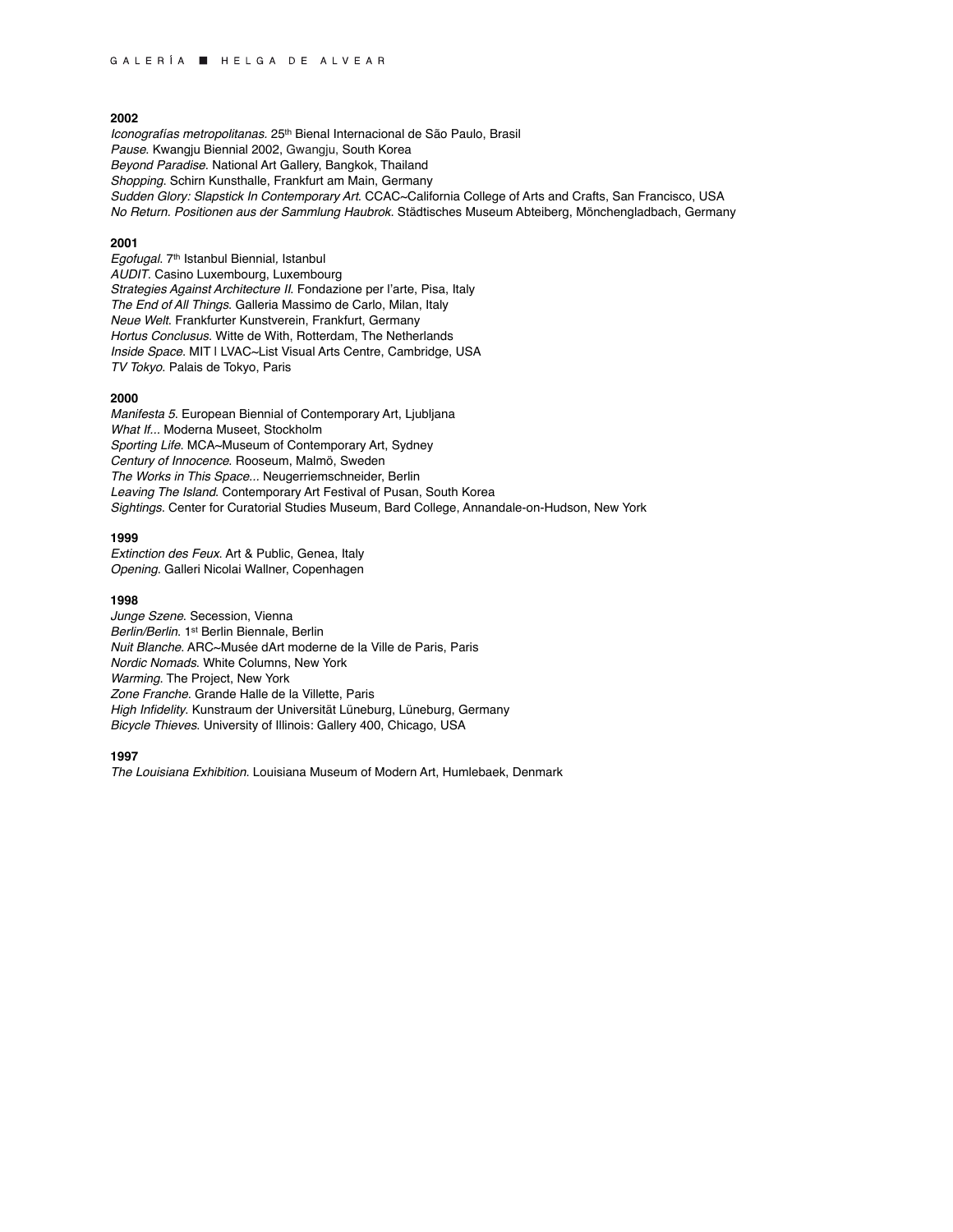**2002**

*Iconografías metropolitanas*. 25th Bienal Internacional de São Paulo, Brasil
*Pause*. Kwangju Biennial 2002, Gwangju, South Korea
*Beyond Paradise*. National Art Gallery, Bangkok, Thailand
*Shopping*. Schirn Kunsthalle, Frankfurt am Main, Germany
*Sudden Glory: Slapstick In Contemporary Art*. CCAC~California College of Arts and Crafts, San Francisco, USA
*No Return. Positionen aus der Sammlung Haubrok*. Städtisches Museum Abteiberg, Mönchengladbach, Germany

**2001**

*Egofugal*. 7th Istanbul Biennial, Istanbul
*AUDIT*. Casino Luxembourg, Luxembourg
*Strategies Against Architecture II*. Fondazione per l'arte, Pisa, Italy
*The End of All Things*. Galleria Massimo de Carlo, Milan, Italy
*Neue Welt*. Frankfurter Kunstverein, Frankfurt, Germany
*Hortus Conclusus*. Witte de With, Rotterdam, The Netherlands
*Inside Space*. MIT | LVAC~List Visual Arts Centre, Cambridge, USA
*TV Tokyo*. Palais de Tokyo, Paris

**2000**

*Manifesta 5*. European Biennial of Contemporary Art, Ljubljana
*What If...* Moderna Museet, Stockholm
*Sporting Life*. MCA~Museum of Contemporary Art, Sydney
*Century of Innocence*. Rooseum, Malmö, Sweden
*The Works in This Space...* Neugerriemschneider, Berlin
*Leaving The Island*. Contemporary Art Festival of Pusan, South Korea
*Sightings*. Center for Curatorial Studies Museum, Bard College, Annandale-on-Hudson, New York

**1999**

*Extinction des Feux*. Art & Public, Genea, Italy
*Opening*. Galleri Nicolai Wallner, Copenhagen

**1998**

*Junge Szene*. Secession, Vienna
*Berlin/Berlin*. 1st Berlin Biennale, Berlin
*Nuit Blanche*. ARC~Musée dArt moderne de la Ville de Paris, Paris
*Nordic Nomads*. White Columns, New York
*Warming*. The Project, New York
*Zone Franche*. Grande Halle de la Villette, Paris
*High Infidelity*. Kunstraum der Universität Lüneburg, Lüneburg, Germany
*Bicycle Thieves*. University of Illinois: Gallery 400, Chicago, USA

**1997**

*The Louisiana Exhibition*. Louisiana Museum of Modern Art, Humlebaek, Denmark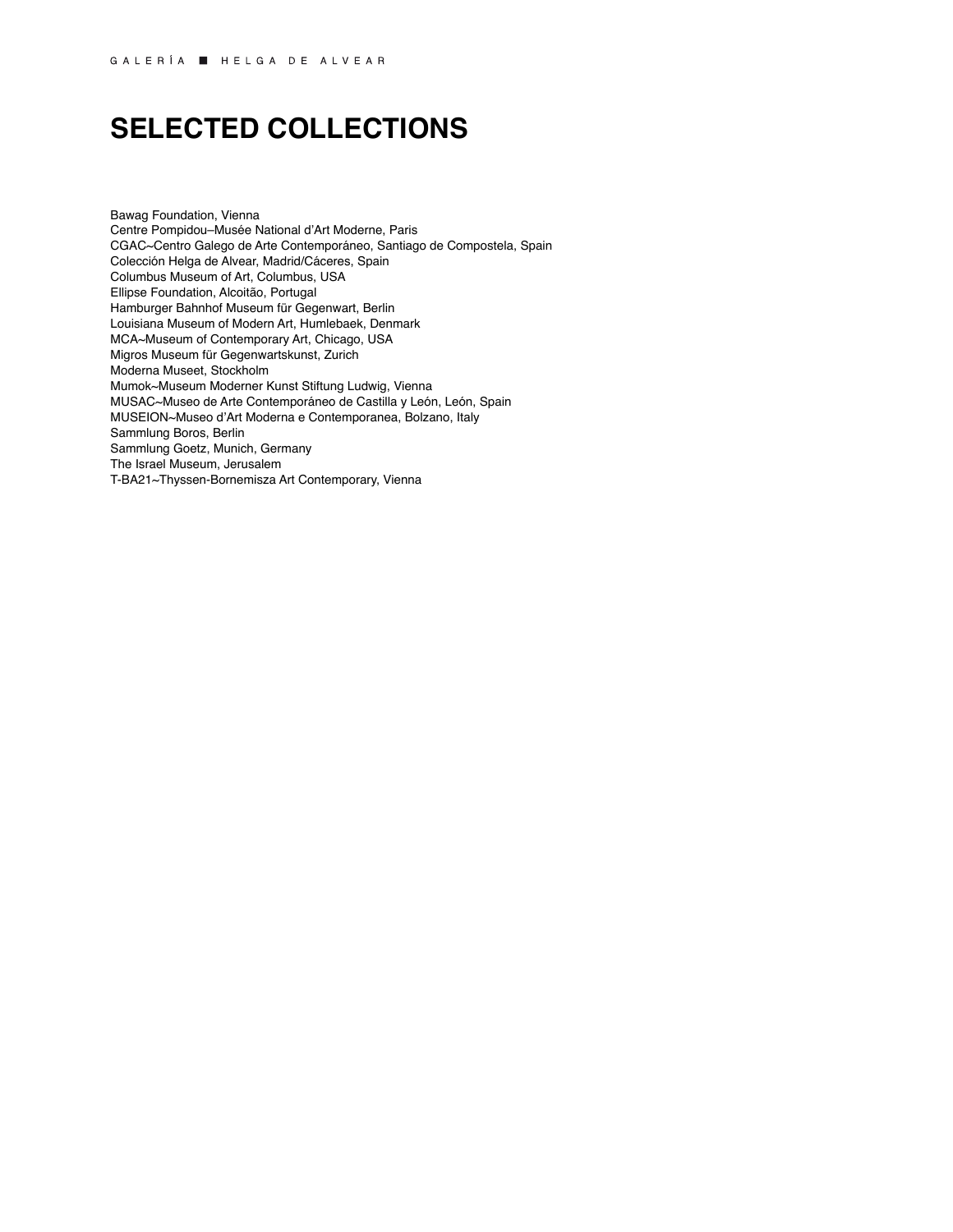# SELECTED COLLECTIONS

Bawag Foundation, Vienna
Centre Pompidou–Musée National d'Art Moderne, Paris
CGAC~Centro Galego de Arte Contemporáneo, Santiago de Compostela, Spain
Colección Helga de Alvear, Madrid/Cáceres, Spain
Columbus Museum of Art, Columbus, USA
Ellipse Foundation, Alcoitão, Portugal
Hamburger Bahnhof Museum für Gegenwart, Berlin
Louisiana Museum of Modern Art, Humlebaek, Denmark
MCA~Museum of Contemporary Art, Chicago, USA
Migros Museum für Gegenwartskunst, Zurich
Moderna Museet, Stockholm
Mumok~Museum Moderner Kunst Stiftung Ludwig, Vienna
MUSAC~Museo de Arte Contemporáneo de Castilla y León, León, Spain
MUSEION~Museo d'Art Moderna e Contemporanea, Bolzano, Italy
Sammlung Boros, Berlin
Sammlung Goetz, Munich, Germany
The Israel Museum, Jerusalem
T-BA21~Thyssen-Bornemisza Art Contemporary, Vienna